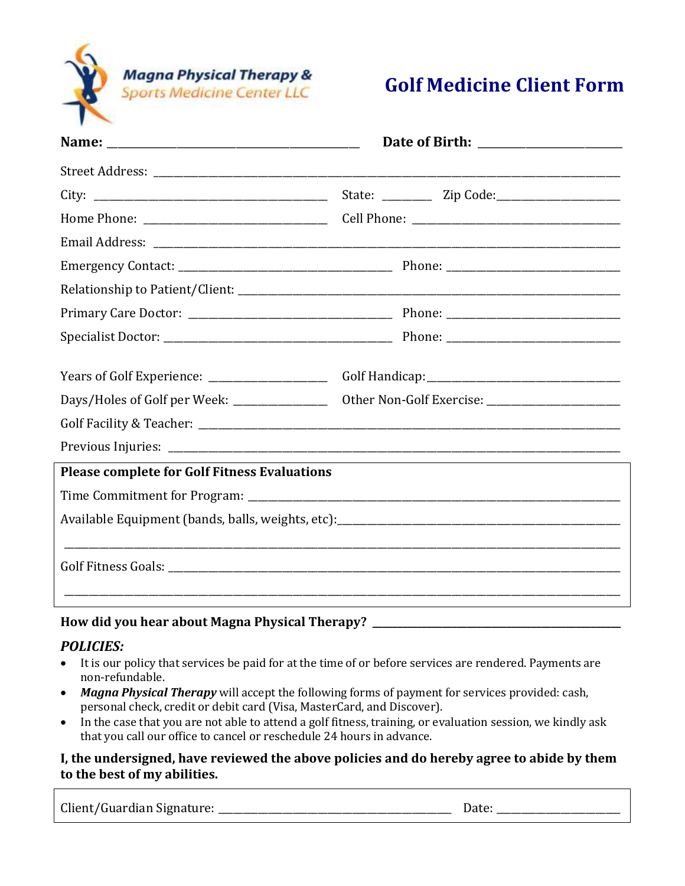Magna Physical Therapy & Sports Medicine Center LLC

# Golf Medicine Client Form

**Name:** _______________________________ **Date of Birth:** ____________________

Street Address: ______________________________________________________________

City: _______________________________ State: ________ Zip Code: ________________

Home Phone: _________________________ Cell Phone: ____________________________

Email Address: _______________________________________________________________

Emergency Contact: ___________________________ Phone: ________________________

Relationship to Patient/Client: ________________________________________________

Primary Care Doctor: __________________________ Phone: ________________________

Specialist Doctor: ____________________________ Phone: ________________________

Years of Golf Experience: _______________ Golf Handicap: ________________________

Days/Holes of Golf per Week: ____________ Other Non-Golf Exercise: _______________

Golf Facility & Teacher: ______________________________________________________

Previous Injuries: ____________________________________________________________

**Please complete for Golf Fitness Evaluations**

Time Commitment for Program: _________________________________________________

Available Equipment (bands, balls, weights, etc): _____________________________

______________________________________________________________________________

Golf Fitness Goals: __________________________________________________________

______________________________________________________________________________

**How did you hear about Magna Physical Therapy?** ______________________________

***POLICIES:***

- It is our policy that services be paid for at the time of or before services are rendered. Payments are non-refundable.
- ***Magna Physical Therapy*** will accept the following forms of payment for services provided: cash, personal check, credit or debit card (Visa, MasterCard, and Discover).
- In the case that you are not able to attend a golf fitness, training, or evaluation session, we kindly ask that you call our office to cancel or reschedule 24 hours in advance.

**I, the undersigned, have reviewed the above policies and do hereby agree to abide by them to the best of my abilities.**

Client/Guardian Signature: _________________________________ Date: _______________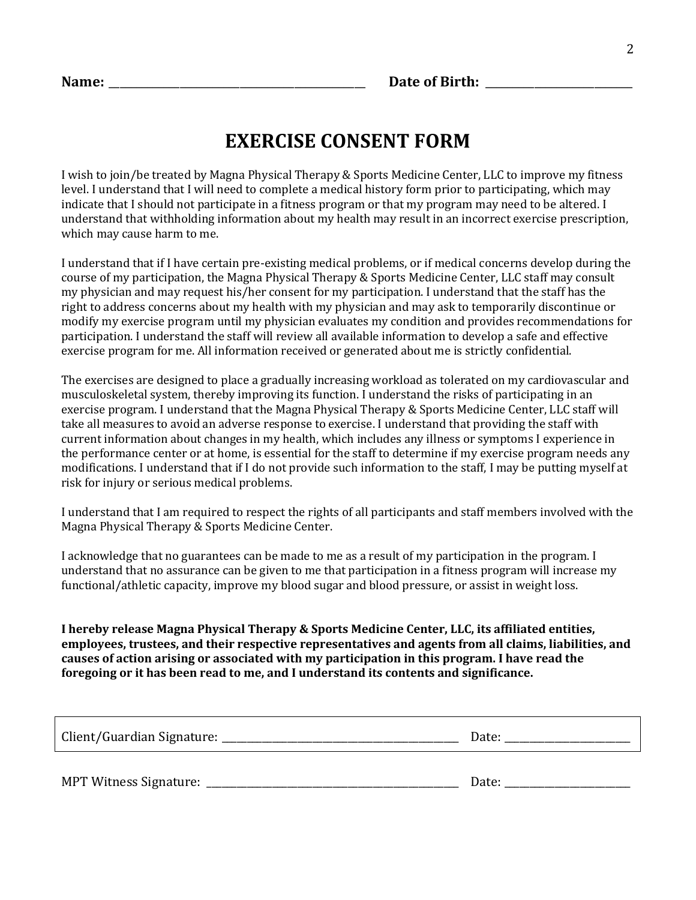**Name:** ___________________________________________ **Date of Birth:** _________________________

# EXERCISE CONSENT FORM

I wish to join/be treated by Magna Physical Therapy & Sports Medicine Center, LLC to improve my fitness level. I understand that I will need to complete a medical history form prior to participating, which may indicate that I should not participate in a fitness program or that my program may need to be altered. I understand that withholding information about my health may result in an incorrect exercise prescription, which may cause harm to me.

I understand that if I have certain pre-existing medical problems, or if medical concerns develop during the course of my participation, the Magna Physical Therapy & Sports Medicine Center, LLC staff may consult my physician and may request his/her consent for my participation. I understand that the staff has the right to address concerns about my health with my physician and may ask to temporarily discontinue or modify my exercise program until my physician evaluates my condition and provides recommendations for participation. I understand the staff will review all available information to develop a safe and effective exercise program for me. All information received or generated about me is strictly confidential.

The exercises are designed to place a gradually increasing workload as tolerated on my cardiovascular and musculoskeletal system, thereby improving its function. I understand the risks of participating in an exercise program. I understand that the Magna Physical Therapy & Sports Medicine Center, LLC staff will take all measures to avoid an adverse response to exercise. I understand that providing the staff with current information about changes in my health, which includes any illness or symptoms I experience in the performance center or at home, is essential for the staff to determine if my exercise program needs any modifications. I understand that if I do not provide such information to the staff, I may be putting myself at risk for injury or serious medical problems.

I understand that I am required to respect the rights of all participants and staff members involved with the Magna Physical Therapy & Sports Medicine Center.

I acknowledge that no guarantees can be made to me as a result of my participation in the program. I understand that no assurance can be given to me that participation in a fitness program will increase my functional/athletic capacity, improve my blood sugar and blood pressure, or assist in weight loss.

**I hereby release Magna Physical Therapy & Sports Medicine Center, LLC, its affiliated entities, employees, trustees, and their respective representatives and agents from all claims, liabilities, and causes of action arising or associated with my participation in this program. I have read the foregoing or it has been read to me, and I understand its contents and significance.**

Client/Guardian Signature: _________________________________________ Date: ______________________

MPT Witness Signature: ____________________________________________ Date: ______________________